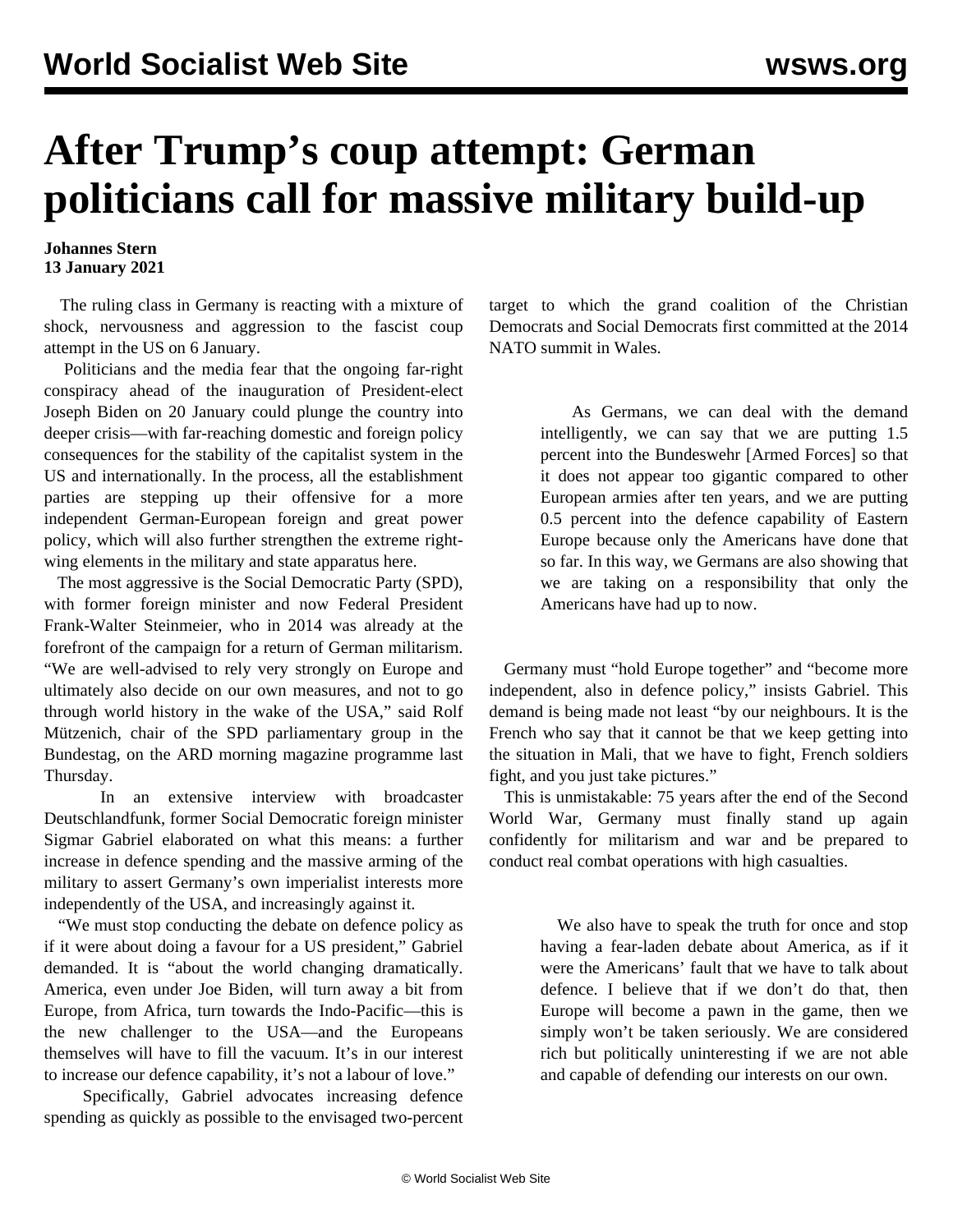# After Trump's coup attempt: German politicians call for massive military build-up

**Johannes Stern**
**13 January 2021**

The ruling class in Germany is reacting with a mixture of shock, nervousness and aggression to the fascist coup attempt in the US on 6 January.

Politicians and the media fear that the ongoing far-right conspiracy ahead of the inauguration of President-elect Joseph Biden on 20 January could plunge the country into deeper crisis—with far-reaching domestic and foreign policy consequences for the stability of the capitalist system in the US and internationally. In the process, all the establishment parties are stepping up their offensive for a more independent German-European foreign and great power policy, which will also further strengthen the extreme right-wing elements in the military and state apparatus here.

The most aggressive is the Social Democratic Party (SPD), with former foreign minister and now Federal President Frank-Walter Steinmeier, who in 2014 was already at the forefront of the campaign for a return of German militarism. "We are well-advised to rely very strongly on Europe and ultimately also decide on our own measures, and not to go through world history in the wake of the USA," said Rolf Mützenich, chair of the SPD parliamentary group in the Bundestag, on the ARD morning magazine programme last Thursday.

In an extensive interview with broadcaster Deutschlandfunk, former Social Democratic foreign minister Sigmar Gabriel elaborated on what this means: a further increase in defence spending and the massive arming of the military to assert Germany's own imperialist interests more independently of the USA, and increasingly against it.

"We must stop conducting the debate on defence policy as if it were about doing a favour for a US president," Gabriel demanded. It is "about the world changing dramatically. America, even under Joe Biden, will turn away a bit from Europe, from Africa, turn towards the Indo-Pacific—this is the new challenger to the USA—and the Europeans themselves will have to fill the vacuum. It's in our interest to increase our defence capability, it's not a labour of love."

Specifically, Gabriel advocates increasing defence spending as quickly as possible to the envisaged two-percent target to which the grand coalition of the Christian Democrats and Social Democrats first committed at the 2014 NATO summit in Wales.

> As Germans, we can deal with the demand intelligently, we can say that we are putting 1.5 percent into the Bundeswehr [Armed Forces] so that it does not appear too gigantic compared to other European armies after ten years, and we are putting 0.5 percent into the defence capability of Eastern Europe because only the Americans have done that so far. In this way, we Germans are also showing that we are taking on a responsibility that only the Americans have had up to now.

Germany must "hold Europe together" and "become more independent, also in defence policy," insists Gabriel. This demand is being made not least "by our neighbours. It is the French who say that it cannot be that we keep getting into the situation in Mali, that we have to fight, French soldiers fight, and you just take pictures."

This is unmistakable: 75 years after the end of the Second World War, Germany must finally stand up again confidently for militarism and war and be prepared to conduct real combat operations with high casualties.

> We also have to speak the truth for once and stop having a fear-laden debate about America, as if it were the Americans' fault that we have to talk about defence. I believe that if we don't do that, then Europe will become a pawn in the game, then we simply won't be taken seriously. We are considered rich but politically uninteresting if we are not able and capable of defending our interests on our own.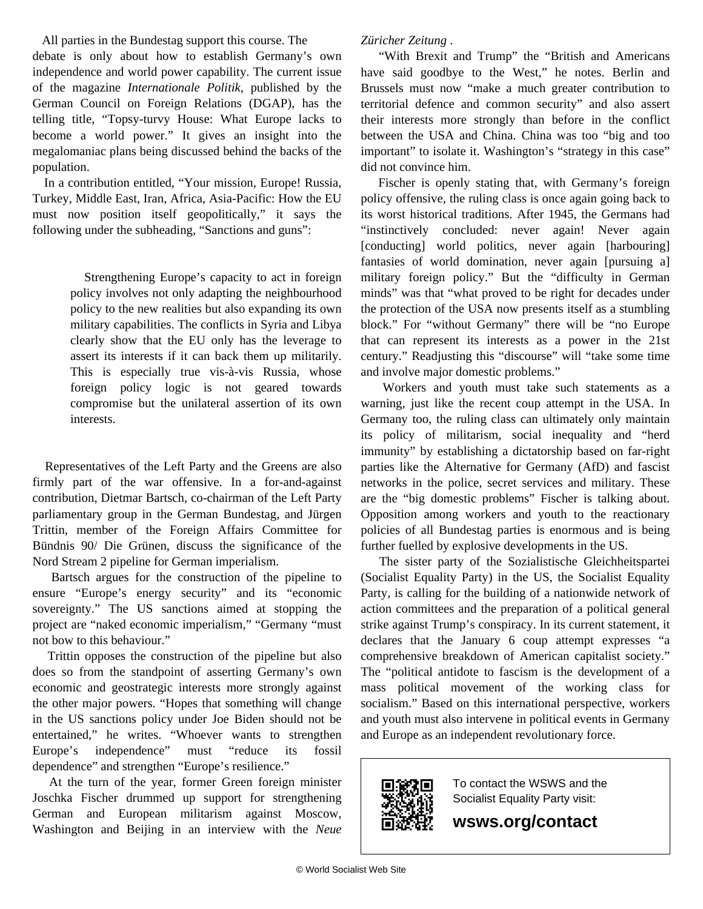All parties in the Bundestag support this course. The debate is only about how to establish Germany's own independence and world power capability. The current issue of the magazine *Internationale Politik*, published by the German Council on Foreign Relations (DGAP), has the telling title, "Topsy-turvy House: What Europe lacks to become a world power." It gives an insight into the megalomaniac plans being discussed behind the backs of the population.

In a contribution entitled, "Your mission, Europe! Russia, Turkey, Middle East, Iran, Africa, Asia-Pacific: How the EU must now position itself geopolitically," it says the following under the subheading, "Sanctions and guns":

> Strengthening Europe's capacity to act in foreign policy involves not only adapting the neighbourhood policy to the new realities but also expanding its own military capabilities. The conflicts in Syria and Libya clearly show that the EU only has the leverage to assert its interests if it can back them up militarily. This is especially true vis-à-vis Russia, whose foreign policy logic is not geared towards compromise but the unilateral assertion of its own interests.

Representatives of the Left Party and the Greens are also firmly part of the war offensive. In a for-and-against contribution, Dietmar Bartsch, co-chairman of the Left Party parliamentary group in the German Bundestag, and Jürgen Trittin, member of the Foreign Affairs Committee for Bündnis 90/ Die Grünen, discuss the significance of the Nord Stream 2 pipeline for German imperialism.

Bartsch argues for the construction of the pipeline to ensure "Europe's energy security" and its "economic sovereignty." The US sanctions aimed at stopping the project are "naked economic imperialism," "Germany "must not bow to this behaviour."

Trittin opposes the construction of the pipeline but also does so from the standpoint of asserting Germany's own economic and geostrategic interests more strongly against the other major powers. "Hopes that something will change in the US sanctions policy under Joe Biden should not be entertained," he writes. "Whoever wants to strengthen Europe's independence" must "reduce its fossil dependence" and strengthen "Europe's resilience."

At the turn of the year, former Green foreign minister Joschka Fischer drummed up support for strengthening German and European militarism against Moscow, Washington and Beijing in an interview with the *Neue Züricher Zeitung* .

"With Brexit and Trump" the "British and Americans have said goodbye to the West," he notes. Berlin and Brussels must now "make a much greater contribution to territorial defence and common security" and also assert their interests more strongly than before in the conflict between the USA and China. China was too "big and too important" to isolate it. Washington's "strategy in this case" did not convince him.

Fischer is openly stating that, with Germany's foreign policy offensive, the ruling class is once again going back to its worst historical traditions. After 1945, the Germans had "instinctively concluded: never again! Never again [conducting] world politics, never again [harbouring] fantasies of world domination, never again [pursuing a] military foreign policy." But the "difficulty in German minds" was that "what proved to be right for decades under the protection of the USA now presents itself as a stumbling block." For "without Germany" there will be "no Europe that can represent its interests as a power in the 21st century." Readjusting this "discourse" will "take some time and involve major domestic problems."

Workers and youth must take such statements as a warning, just like the recent coup attempt in the USA. In Germany too, the ruling class can ultimately only maintain its policy of militarism, social inequality and "herd immunity" by establishing a dictatorship based on far-right parties like the Alternative for Germany (AfD) and fascist networks in the police, secret services and military. These are the "big domestic problems" Fischer is talking about. Opposition among workers and youth to the reactionary policies of all Bundestag parties is enormous and is being further fuelled by explosive developments in the US.

The sister party of the Sozialistische Gleichheitspartei (Socialist Equality Party) in the US, the Socialist Equality Party, is calling for the building of a nationwide network of action committees and the preparation of a political general strike against Trump's conspiracy. In its current statement, it declares that the January 6 coup attempt expresses "a comprehensive breakdown of American capitalist society." The "political antidote to fascism is the development of a mass political movement of the working class for socialism." Based on this international perspective, workers and youth must also intervene in political events in Germany and Europe as an independent revolutionary force.

To contact the WSWS and the Socialist Equality Party visit:

**wsws.org/contact**

© World Socialist Web Site